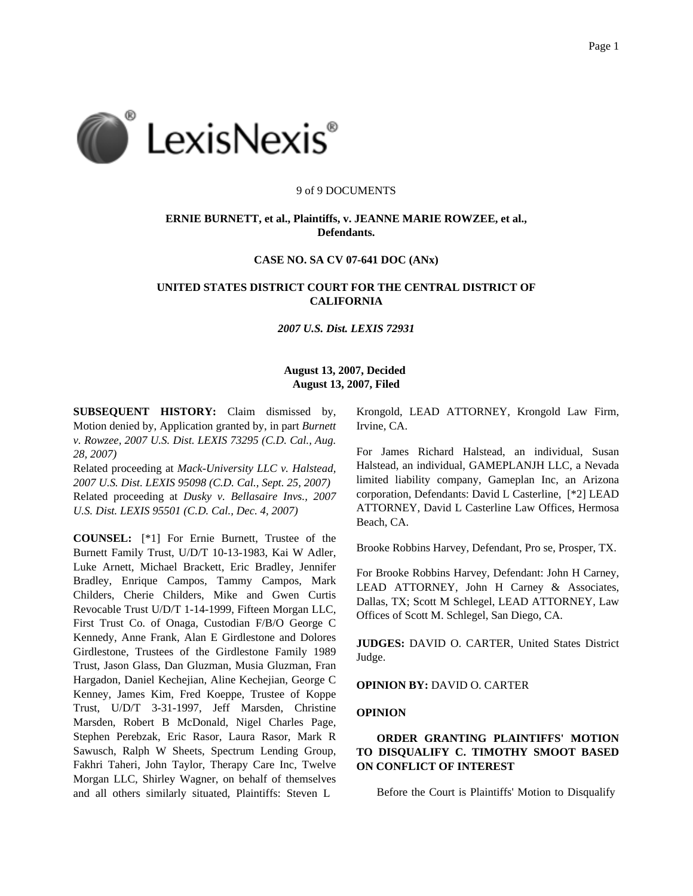9 of 9 DOCUMENTS

**ERNIE BURNETT, et al., Plaintiffs, v. JEANNE MARIE ROWZEE, et al., Defendants.**

**CASE NO. SA CV 07-641 DOC (ANx)**

**UNITED STATES DISTRICT COURT FOR THE CENTRAL DISTRICT OF CALIFORNIA**

*2007 U.S. Dist. LEXIS 72931*

**August 13, 2007, Decided**
**August 13, 2007, Filed**

**SUBSEQUENT HISTORY:** Claim dismissed by, Motion denied by, Application granted by, in part *Burnett v. Rowzee, 2007 U.S. Dist. LEXIS 73295 (C.D. Cal., Aug. 28, 2007)*
Related proceeding at *Mack-University LLC v. Halstead, 2007 U.S. Dist. LEXIS 95098 (C.D. Cal., Sept. 25, 2007)*
Related proceeding at *Dusky v. Bellasaire Invs., 2007 U.S. Dist. LEXIS 95501 (C.D. Cal., Dec. 4, 2007)*

**COUNSEL:** [*1] For Ernie Burnett, Trustee of the Burnett Family Trust, U/D/T 10-13-1983, Kai W Adler, Luke Arnett, Michael Brackett, Eric Bradley, Jennifer Bradley, Enrique Campos, Tammy Campos, Mark Childers, Cherie Childers, Mike and Gwen Curtis Revocable Trust U/D/T 1-14-1999, Fifteen Morgan LLC, First Trust Co. of Onaga, Custodian F/B/O George C Kennedy, Anne Frank, Alan E Girdlestone and Dolores Girdlestone, Trustees of the Girdlestone Family 1989 Trust, Jason Glass, Dan Gluzman, Musia Gluzman, Fran Hargadon, Daniel Kechejian, Aline Kechejian, George C Kenney, James Kim, Fred Koeppe, Trustee of Koppe Trust, U/D/T 3-31-1997, Jeff Marsden, Christine Marsden, Robert B McDonald, Nigel Charles Page, Stephen Perebzak, Eric Rasor, Laura Rasor, Mark R Sawusch, Ralph W Sheets, Spectrum Lending Group, Fakhri Taheri, John Taylor, Therapy Care Inc, Twelve Morgan LLC, Shirley Wagner, on behalf of themselves and all others similarly situated, Plaintiffs: Steven L Krongold, LEAD ATTORNEY, Krongold Law Firm, Irvine, CA.

For James Richard Halstead, an individual, Susan Halstead, an individual, GAMEPLANJH LLC, a Nevada limited liability company, Gameplan Inc, an Arizona corporation, Defendants: David L Casterline, [*2] LEAD ATTORNEY, David L Casterline Law Offices, Hermosa Beach, CA.

Brooke Robbins Harvey, Defendant, Pro se, Prosper, TX.

For Brooke Robbins Harvey, Defendant: John H Carney, LEAD ATTORNEY, John H Carney & Associates, Dallas, TX; Scott M Schlegel, LEAD ATTORNEY, Law Offices of Scott M. Schlegel, San Diego, CA.

**JUDGES:** DAVID O. CARTER, United States District Judge.

**OPINION BY:** DAVID O. CARTER

**OPINION**

**ORDER GRANTING PLAINTIFFS' MOTION TO DISQUALIFY C. TIMOTHY SMOOT BASED ON CONFLICT OF INTEREST**

Before the Court is Plaintiffs' Motion to Disqualify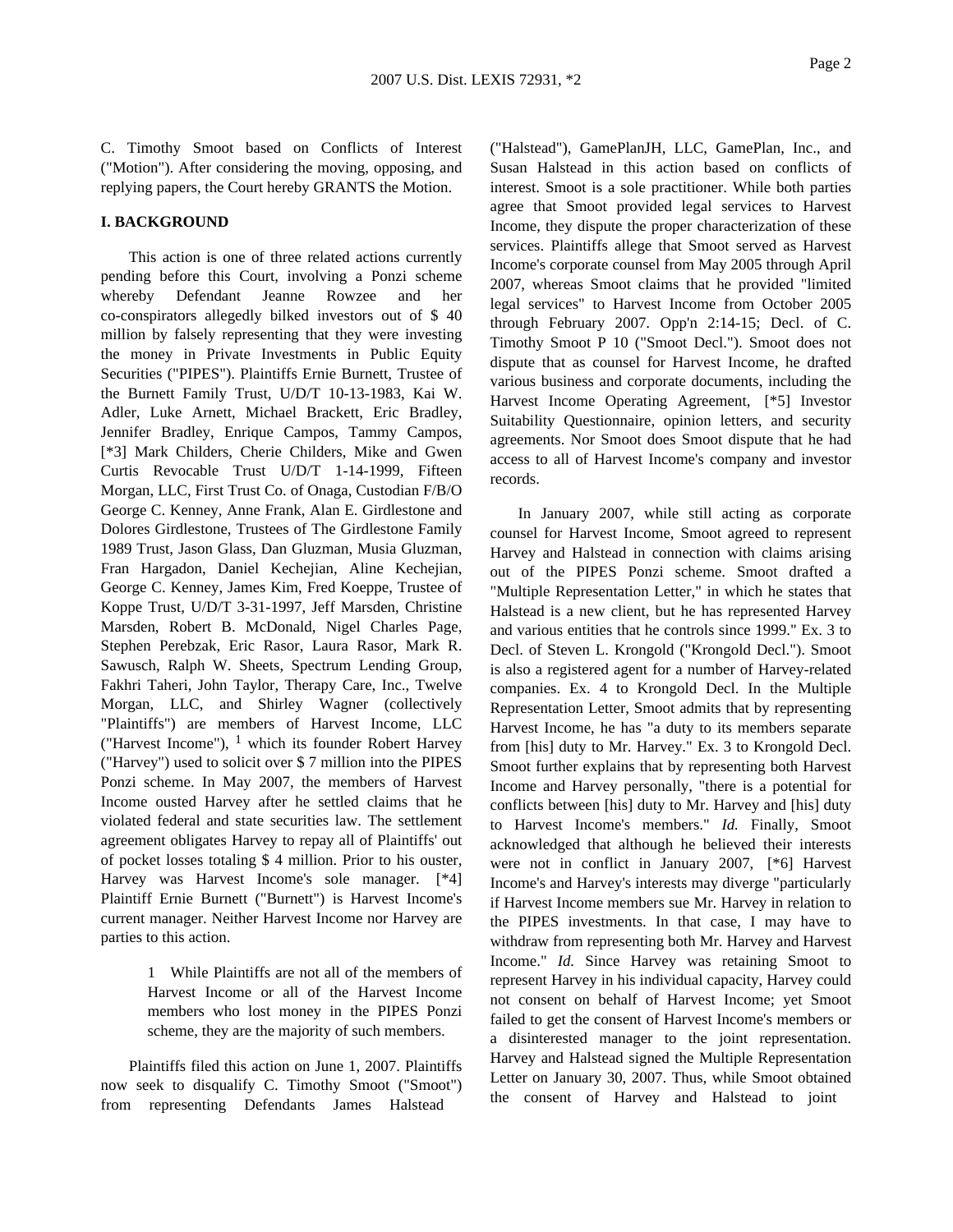C. Timothy Smoot based on Conflicts of Interest ("Motion"). After considering the moving, opposing, and replying papers, the Court hereby GRANTS the Motion.

## I. BACKGROUND

This action is one of three related actions currently pending before this Court, involving a Ponzi scheme whereby Defendant Jeanne Rowzee and her co-conspirators allegedly bilked investors out of $ 40 million by falsely representing that they were investing the money in Private Investments in Public Equity Securities ("PIPES"). Plaintiffs Ernie Burnett, Trustee of the Burnett Family Trust, U/D/T 10-13-1983, Kai W. Adler, Luke Arnett, Michael Brackett, Eric Bradley, Jennifer Bradley, Enrique Campos, Tammy Campos, [*3] Mark Childers, Cherie Childers, Mike and Gwen Curtis Revocable Trust U/D/T 1-14-1999, Fifteen Morgan, LLC, First Trust Co. of Onaga, Custodian F/B/O George C. Kenney, Anne Frank, Alan E. Girdlestone and Dolores Girdlestone, Trustees of The Girdlestone Family 1989 Trust, Jason Glass, Dan Gluzman, Musia Gluzman, Fran Hargadon, Daniel Kechejian, Aline Kechejian, George C. Kenney, James Kim, Fred Koeppe, Trustee of Koppe Trust, U/D/T 3-31-1997, Jeff Marsden, Christine Marsden, Robert B. McDonald, Nigel Charles Page, Stephen Perebzak, Eric Rasor, Laura Rasor, Mark R. Sawusch, Ralph W. Sheets, Spectrum Lending Group, Fakhri Taheri, John Taylor, Therapy Care, Inc., Twelve Morgan, LLC, and Shirley Wagner (collectively "Plaintiffs") are members of Harvest Income, LLC ("Harvest Income"), [1] which its founder Robert Harvey ("Harvey") used to solicit over $ 7 million into the PIPES Ponzi scheme. In May 2007, the members of Harvest Income ousted Harvey after he settled claims that he violated federal and state securities law. The settlement agreement obligates Harvey to repay all of Plaintiffs' out of pocket losses totaling $ 4 million. Prior to his ouster, Harvey was Harvest Income's sole manager. [*4] Plaintiff Ernie Burnett ("Burnett") is Harvest Income's current manager. Neither Harvest Income nor Harvey are parties to this action.

> 1 While Plaintiffs are not all of the members of Harvest Income or all of the Harvest Income members who lost money in the PIPES Ponzi scheme, they are the majority of such members.

Plaintiffs filed this action on June 1, 2007. Plaintiffs now seek to disqualify C. Timothy Smoot ("Smoot") from representing Defendants James Halstead ("Halstead"), GamePlanJH, LLC, GamePlan, Inc., and Susan Halstead in this action based on conflicts of interest. Smoot is a sole practitioner. While both parties agree that Smoot provided legal services to Harvest Income, they dispute the proper characterization of these services. Plaintiffs allege that Smoot served as Harvest Income's corporate counsel from May 2005 through April 2007, whereas Smoot claims that he provided "limited legal services" to Harvest Income from October 2005 through February 2007. Opp'n 2:14-15; Decl. of C. Timothy Smoot P 10 ("Smoot Decl."). Smoot does not dispute that as counsel for Harvest Income, he drafted various business and corporate documents, including the Harvest Income Operating Agreement, [*5] Investor Suitability Questionnaire, opinion letters, and security agreements. Nor Smoot does Smoot dispute that he had access to all of Harvest Income's company and investor records.

In January 2007, while still acting as corporate counsel for Harvest Income, Smoot agreed to represent Harvey and Halstead in connection with claims arising out of the PIPES Ponzi scheme. Smoot drafted a "Multiple Representation Letter," in which he states that Halstead is a new client, but he has represented Harvey and various entities that he controls since 1999." Ex. 3 to Decl. of Steven L. Krongold ("Krongold Decl."). Smoot is also a registered agent for a number of Harvey-related companies. Ex. 4 to Krongold Decl. In the Multiple Representation Letter, Smoot admits that by representing Harvest Income, he has "a duty to its members separate from [his] duty to Mr. Harvey." Ex. 3 to Krongold Decl. Smoot further explains that by representing both Harvest Income and Harvey personally, "there is a potential for conflicts between [his] duty to Mr. Harvey and [his] duty to Harvest Income's members." *Id.* Finally, Smoot acknowledged that although he believed their interests were not in conflict in January 2007, [*6] Harvest Income's and Harvey's interests may diverge "particularly if Harvest Income members sue Mr. Harvey in relation to the PIPES investments. In that case, I may have to withdraw from representing both Mr. Harvey and Harvest Income." *Id.* Since Harvey was retaining Smoot to represent Harvey in his individual capacity, Harvey could not consent on behalf of Harvest Income; yet Smoot failed to get the consent of Harvest Income's members or a disinterested manager to the joint representation. Harvey and Halstead signed the Multiple Representation Letter on January 30, 2007. Thus, while Smoot obtained the consent of Harvey and Halstead to joint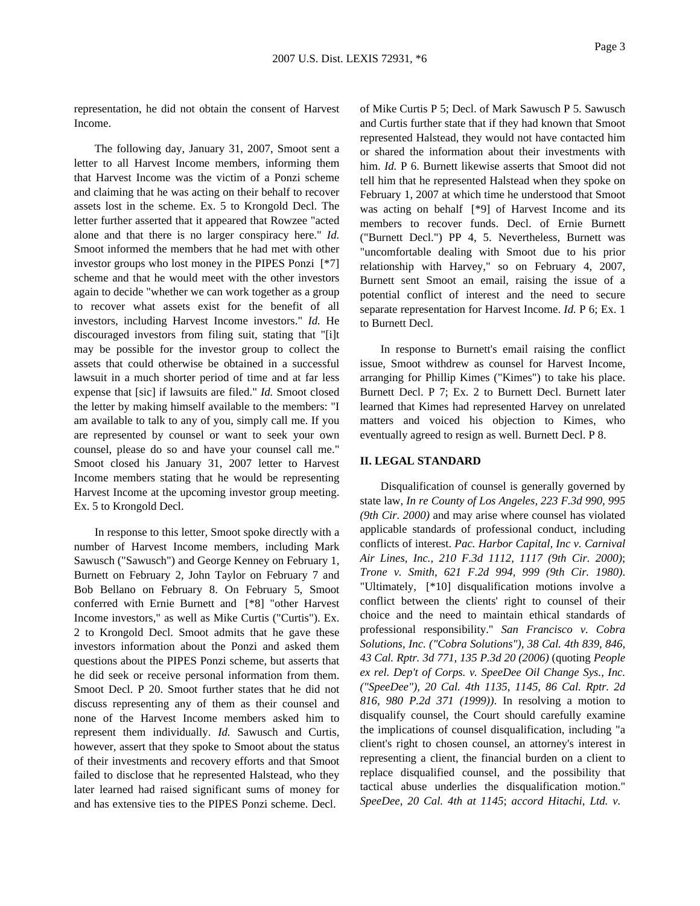representation, he did not obtain the consent of Harvest Income.

The following day, January 31, 2007, Smoot sent a letter to all Harvest Income members, informing them that Harvest Income was the victim of a Ponzi scheme and claiming that he was acting on their behalf to recover assets lost in the scheme. Ex. 5 to Krongold Decl. The letter further asserted that it appeared that Rowzee "acted alone and that there is no larger conspiracy here." *Id.* Smoot informed the members that he had met with other investor groups who lost money in the PIPES Ponzi [*7] scheme and that he would meet with the other investors again to decide "whether we can work together as a group to recover what assets exist for the benefit of all investors, including Harvest Income investors." *Id.* He discouraged investors from filing suit, stating that "[i]t may be possible for the investor group to collect the assets that could otherwise be obtained in a successful lawsuit in a much shorter period of time and at far less expense that [sic] if lawsuits are filed." *Id.* Smoot closed the letter by making himself available to the members: "I am available to talk to any of you, simply call me. If you are represented by counsel or want to seek your own counsel, please do so and have your counsel call me." Smoot closed his January 31, 2007 letter to Harvest Income members stating that he would be representing Harvest Income at the upcoming investor group meeting. Ex. 5 to Krongold Decl.

In response to this letter, Smoot spoke directly with a number of Harvest Income members, including Mark Sawusch ("Sawusch") and George Kenney on February 1, Burnett on February 2, John Taylor on February 7 and Bob Bellano on February 8. On February 5, Smoot conferred with Ernie Burnett and [*8] "other Harvest Income investors," as well as Mike Curtis ("Curtis"). Ex. 2 to Krongold Decl. Smoot admits that he gave these investors information about the Ponzi and asked them questions about the PIPES Ponzi scheme, but asserts that he did seek or receive personal information from them. Smoot Decl. P 20. Smoot further states that he did not discuss representing any of them as their counsel and none of the Harvest Income members asked him to represent them individually. *Id.* Sawusch and Curtis, however, assert that they spoke to Smoot about the status of their investments and recovery efforts and that Smoot failed to disclose that he represented Halstead, who they later learned had raised significant sums of money for and has extensive ties to the PIPES Ponzi scheme. Decl. of Mike Curtis P 5; Decl. of Mark Sawusch P 5. Sawusch and Curtis further state that if they had known that Smoot represented Halstead, they would not have contacted him or shared the information about their investments with him. *Id.* P 6. Burnett likewise asserts that Smoot did not tell him that he represented Halstead when they spoke on February 1, 2007 at which time he understood that Smoot was acting on behalf [*9] of Harvest Income and its members to recover funds. Decl. of Ernie Burnett ("Burnett Decl.") PP 4, 5. Nevertheless, Burnett was "uncomfortable dealing with Smoot due to his prior relationship with Harvey," so on February 4, 2007, Burnett sent Smoot an email, raising the issue of a potential conflict of interest and the need to secure separate representation for Harvest Income. *Id.* P 6; Ex. 1 to Burnett Decl.

In response to Burnett's email raising the conflict issue, Smoot withdrew as counsel for Harvest Income, arranging for Phillip Kimes ("Kimes") to take his place. Burnett Decl. P 7; Ex. 2 to Burnett Decl. Burnett later learned that Kimes had represented Harvey on unrelated matters and voiced his objection to Kimes, who eventually agreed to resign as well. Burnett Decl. P 8.

## II. LEGAL STANDARD

Disqualification of counsel is generally governed by state law, *In re County of Los Angeles, 223 F.3d 990, 995 (9th Cir. 2000)* and may arise where counsel has violated applicable standards of professional conduct, including conflicts of interest. *Pac. Harbor Capital, Inc v. Carnival Air Lines, Inc., 210 F.3d 1112, 1117 (9th Cir. 2000)*; *Trone v. Smith, 621 F.2d 994, 999 (9th Cir. 1980)*. "Ultimately, [*10] disqualification motions involve a conflict between the clients' right to counsel of their choice and the need to maintain ethical standards of professional responsibility." *San Francisco v. Cobra Solutions, Inc. ("Cobra Solutions"), 38 Cal. 4th 839, 846, 43 Cal. Rptr. 3d 771, 135 P.3d 20 (2006)* (quoting *People ex rel. Dep't of Corps. v. SpeeDee Oil Change Sys., Inc. ("SpeeDee"), 20 Cal. 4th 1135, 1145, 86 Cal. Rptr. 2d 816, 980 P.2d 371 (1999))*. In resolving a motion to disqualify counsel, the Court should carefully examine the implications of counsel disqualification, including "a client's right to chosen counsel, an attorney's interest in representing a client, the financial burden on a client to replace disqualified counsel, and the possibility that tactical abuse underlies the disqualification motion." *SpeeDee, 20 Cal. 4th at 1145*; *accord Hitachi, Ltd. v.*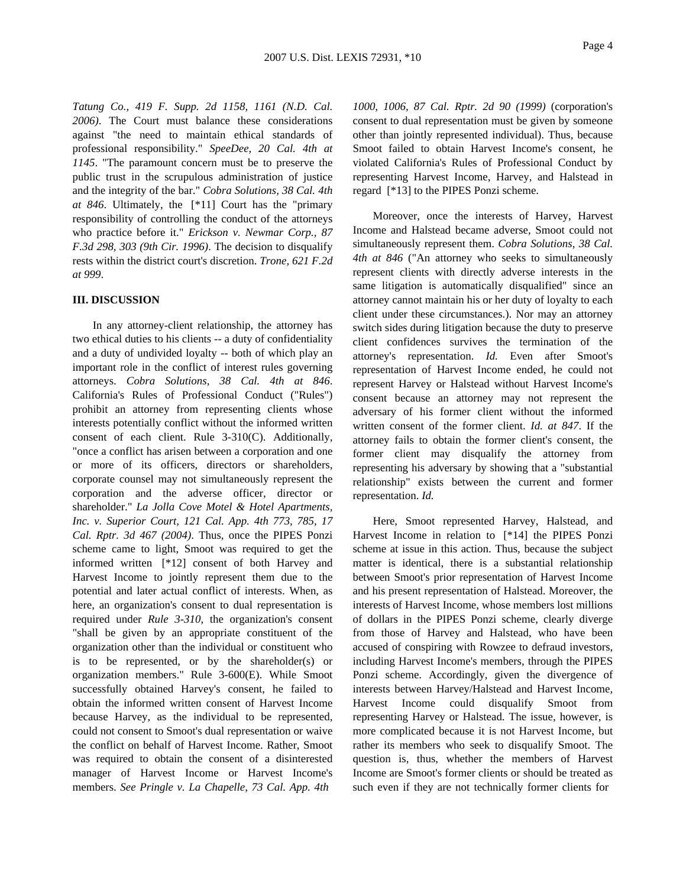*Tatung Co., 419 F. Supp. 2d 1158, 1161 (N.D. Cal. 2006)*. The Court must balance these considerations against "the need to maintain ethical standards of professional responsibility." *SpeeDee, 20 Cal. 4th at 1145*. "The paramount concern must be to preserve the public trust in the scrupulous administration of justice and the integrity of the bar." *Cobra Solutions, 38 Cal. 4th at 846*. Ultimately, the [*11] Court has the "primary responsibility of controlling the conduct of the attorneys who practice before it." *Erickson v. Newmar Corp., 87 F.3d 298, 303 (9th Cir. 1996)*. The decision to disqualify rests within the district court's discretion. *Trone, 621 F.2d at 999*.

**III. DISCUSSION**

In any attorney-client relationship, the attorney has two ethical duties to his clients -- a duty of confidentiality and a duty of undivided loyalty -- both of which play an important role in the conflict of interest rules governing attorneys. *Cobra Solutions, 38 Cal. 4th at 846*. California's Rules of Professional Conduct ("Rules") prohibit an attorney from representing clients whose interests potentially conflict without the informed written consent of each client. Rule 3-310(C). Additionally, "once a conflict has arisen between a corporation and one or more of its officers, directors or shareholders, corporate counsel may not simultaneously represent the corporation and the adverse officer, director or shareholder." *La Jolla Cove Motel & Hotel Apartments, Inc. v. Superior Court, 121 Cal. App. 4th 773, 785, 17 Cal. Rptr. 3d 467 (2004)*. Thus, once the PIPES Ponzi scheme came to light, Smoot was required to get the informed written [*12] consent of both Harvey and Harvest Income to jointly represent them due to the potential and later actual conflict of interests. When, as here, an organization's consent to dual representation is required under *Rule 3-310*, the organization's consent "shall be given by an appropriate constituent of the organization other than the individual or constituent who is to be represented, or by the shareholder(s) or organization members." Rule 3-600(E). While Smoot successfully obtained Harvey's consent, he failed to obtain the informed written consent of Harvest Income because Harvey, as the individual to be represented, could not consent to Smoot's dual representation or waive the conflict on behalf of Harvest Income. Rather, Smoot was required to obtain the consent of a disinterested manager of Harvest Income or Harvest Income's members. *See Pringle v. La Chapelle, 73 Cal. App. 4th 1000, 1006, 87 Cal. Rptr. 2d 90 (1999)* (corporation's consent to dual representation must be given by someone other than jointly represented individual). Thus, because Smoot failed to obtain Harvest Income's consent, he violated California's Rules of Professional Conduct by representing Harvest Income, Harvey, and Halstead in regard [*13] to the PIPES Ponzi scheme.

Moreover, once the interests of Harvey, Harvest Income and Halstead became adverse, Smoot could not simultaneously represent them. *Cobra Solutions, 38 Cal. 4th at 846* ("An attorney who seeks to simultaneously represent clients with directly adverse interests in the same litigation is automatically disqualified" since an attorney cannot maintain his or her duty of loyalty to each client under these circumstances.). Nor may an attorney switch sides during litigation because the duty to preserve client confidences survives the termination of the attorney's representation. *Id.* Even after Smoot's representation of Harvest Income ended, he could not represent Harvey or Halstead without Harvest Income's consent because an attorney may not represent the adversary of his former client without the informed written consent of the former client. *Id. at 847*. If the attorney fails to obtain the former client's consent, the former client may disqualify the attorney from representing his adversary by showing that a "substantial relationship" exists between the current and former representation. *Id.*

Here, Smoot represented Harvey, Halstead, and Harvest Income in relation to [*14] the PIPES Ponzi scheme at issue in this action. Thus, because the subject matter is identical, there is a substantial relationship between Smoot's prior representation of Harvest Income and his present representation of Halstead. Moreover, the interests of Harvest Income, whose members lost millions of dollars in the PIPES Ponzi scheme, clearly diverge from those of Harvey and Halstead, who have been accused of conspiring with Rowzee to defraud investors, including Harvest Income's members, through the PIPES Ponzi scheme. Accordingly, given the divergence of interests between Harvey/Halstead and Harvest Income, Harvest Income could disqualify Smoot from representing Harvey or Halstead. The issue, however, is more complicated because it is not Harvest Income, but rather its members who seek to disqualify Smoot. The question is, thus, whether the members of Harvest Income are Smoot's former clients or should be treated as such even if they are not technically former clients for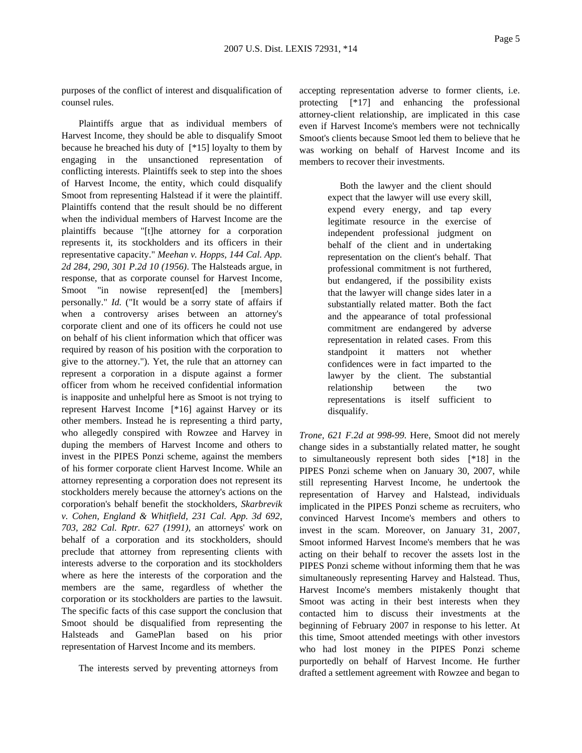purposes of the conflict of interest and disqualification of counsel rules.

Plaintiffs argue that as individual members of Harvest Income, they should be able to disqualify Smoot because he breached his duty of [*15] loyalty to them by engaging in the unsanctioned representation of conflicting interests. Plaintiffs seek to step into the shoes of Harvest Income, the entity, which could disqualify Smoot from representing Halstead if it were the plaintiff. Plaintiffs contend that the result should be no different when the individual members of Harvest Income are the plaintiffs because "[t]he attorney for a corporation represents it, its stockholders and its officers in their representative capacity." *Meehan v. Hopps, 144 Cal. App. 2d 284, 290, 301 P.2d 10 (1956)*. The Halsteads argue, in response, that as corporate counsel for Harvest Income, Smoot "in nowise represent[ed] the [members] personally." *Id.* ("It would be a sorry state of affairs if when a controversy arises between an attorney's corporate client and one of its officers he could not use on behalf of his client information which that officer was required by reason of his position with the corporation to give to the attorney."). Yet, the rule that an attorney can represent a corporation in a dispute against a former officer from whom he received confidential information is inapposite and unhelpful here as Smoot is not trying to represent Harvest Income [*16] against Harvey or its other members. Instead he is representing a third party, who allegedly conspired with Rowzee and Harvey in duping the members of Harvest Income and others to invest in the PIPES Ponzi scheme, against the members of his former corporate client Harvest Income. While an attorney representing a corporation does not represent its stockholders merely because the attorney's actions on the corporation's behalf benefit the stockholders, *Skarbrevik v. Cohen, England & Whitfield, 231 Cal. App. 3d 692, 703, 282 Cal. Rptr. 627 (1991)*, an attorneys' work on behalf of a corporation and its stockholders, should preclude that attorney from representing clients with interests adverse to the corporation and its stockholders where as here the interests of the corporation and the members are the same, regardless of whether the corporation or its stockholders are parties to the lawsuit. The specific facts of this case support the conclusion that Smoot should be disqualified from representing the Halsteads and GamePlan based on his prior representation of Harvest Income and its members.

The interests served by preventing attorneys from accepting representation adverse to former clients, i.e. protecting [*17] and enhancing the professional attorney-client relationship, are implicated in this case even if Harvest Income's members were not technically Smoot's clients because Smoot led them to believe that he was working on behalf of Harvest Income and its members to recover their investments.

> Both the lawyer and the client should expect that the lawyer will use every skill, expend every energy, and tap every legitimate resource in the exercise of independent professional judgment on behalf of the client and in undertaking representation on the client's behalf. That professional commitment is not furthered, but endangered, if the possibility exists that the lawyer will change sides later in a substantially related matter. Both the fact and the appearance of total professional commitment are endangered by adverse representation in related cases. From this standpoint it matters not whether confidences were in fact imparted to the lawyer by the client. The substantial relationship between the two representations is itself sufficient to disqualify.

*Trone, 621 F.2d at 998-99*. Here, Smoot did not merely change sides in a substantially related matter, he sought to simultaneously represent both sides [*18] in the PIPES Ponzi scheme when on January 30, 2007, while still representing Harvest Income, he undertook the representation of Harvey and Halstead, individuals implicated in the PIPES Ponzi scheme as recruiters, who convinced Harvest Income's members and others to invest in the scam. Moreover, on January 31, 2007, Smoot informed Harvest Income's members that he was acting on their behalf to recover the assets lost in the PIPES Ponzi scheme without informing them that he was simultaneously representing Harvey and Halstead. Thus, Harvest Income's members mistakenly thought that Smoot was acting in their best interests when they contacted him to discuss their investments at the beginning of February 2007 in response to his letter. At this time, Smoot attended meetings with other investors who had lost money in the PIPES Ponzi scheme purportedly on behalf of Harvest Income. He further drafted a settlement agreement with Rowzee and began to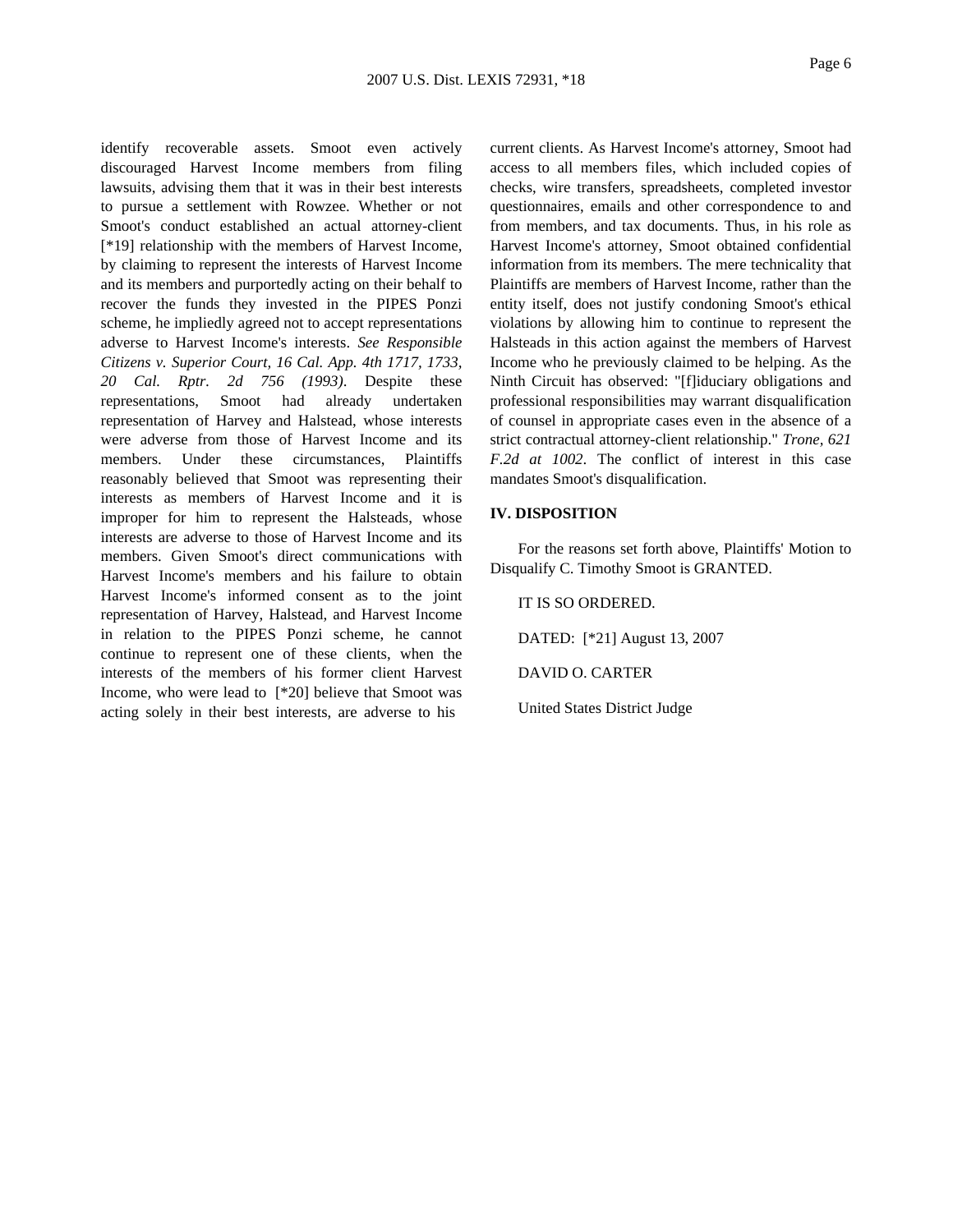identify recoverable assets. Smoot even actively discouraged Harvest Income members from filing lawsuits, advising them that it was in their best interests to pursue a settlement with Rowzee. Whether or not Smoot's conduct established an actual attorney-client [*19] relationship with the members of Harvest Income, by claiming to represent the interests of Harvest Income and its members and purportedly acting on their behalf to recover the funds they invested in the PIPES Ponzi scheme, he impliedly agreed not to accept representations adverse to Harvest Income's interests. *See Responsible Citizens v. Superior Court, 16 Cal. App. 4th 1717, 1733, 20 Cal. Rptr. 2d 756 (1993)*. Despite these representations, Smoot had already undertaken representation of Harvey and Halstead, whose interests were adverse from those of Harvest Income and its members. Under these circumstances, Plaintiffs reasonably believed that Smoot was representing their interests as members of Harvest Income and it is improper for him to represent the Halsteads, whose interests are adverse to those of Harvest Income and its members. Given Smoot's direct communications with Harvest Income's members and his failure to obtain Harvest Income's informed consent as to the joint representation of Harvey, Halstead, and Harvest Income in relation to the PIPES Ponzi scheme, he cannot continue to represent one of these clients, when the interests of the members of his former client Harvest Income, who were lead to [*20] believe that Smoot was acting solely in their best interests, are adverse to his current clients. As Harvest Income's attorney, Smoot had access to all members files, which included copies of checks, wire transfers, spreadsheets, completed investor questionnaires, emails and other correspondence to and from members, and tax documents. Thus, in his role as Harvest Income's attorney, Smoot obtained confidential information from its members. The mere technicality that Plaintiffs are members of Harvest Income, rather than the entity itself, does not justify condoning Smoot's ethical violations by allowing him to continue to represent the Halsteads in this action against the members of Harvest Income who he previously claimed to be helping. As the Ninth Circuit has observed: "[f]iduciary obligations and professional responsibilities may warrant disqualification of counsel in appropriate cases even in the absence of a strict contractual attorney-client relationship." *Trone, 621 F.2d at 1002*. The conflict of interest in this case mandates Smoot's disqualification.

**IV. DISPOSITION**

For the reasons set forth above, Plaintiffs' Motion to Disqualify C. Timothy Smoot is GRANTED.

IT IS SO ORDERED.

DATED: [*21] August 13, 2007

DAVID O. CARTER

United States District Judge